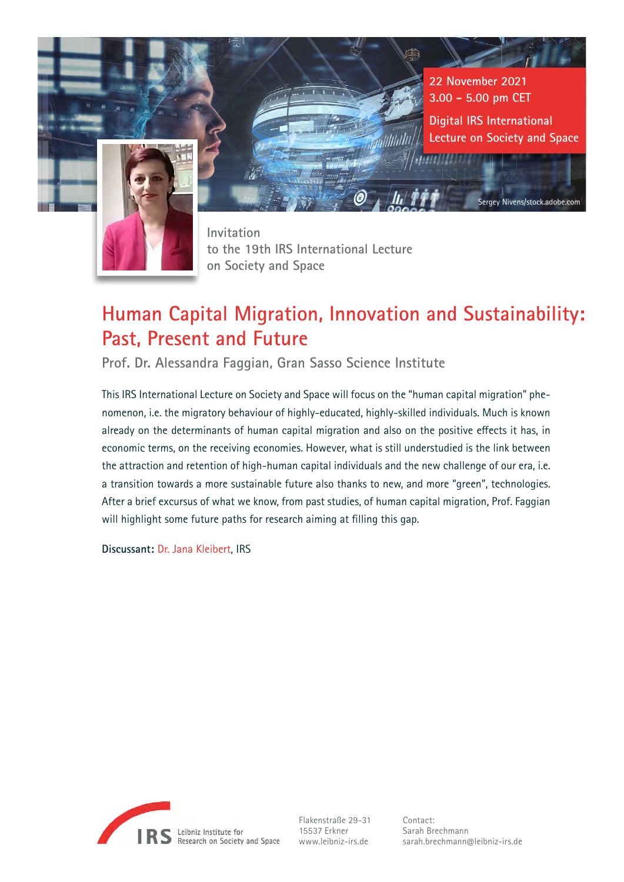22 November 2021
3.00 – 5.00 pm CET

Digital IRS International Lecture on Society and Space

Sergey Nivens/stock.adobe.com

Invitation
to the 19th IRS International Lecture on Society and Space

# Human Capital Migration, Innovation and Sustainability: Past, Present and Future

## Prof. Dr. Alessandra Faggian, Gran Sasso Science Institute

This IRS International Lecture on Society and Space will focus on the "human capital migration" phenomenon, i.e. the migratory behaviour of highly-educated, highly-skilled individuals. Much is known already on the determinants of human capital migration and also on the positive effects it has, in economic terms, on the receiving economies. However, what is still understudied is the link between the attraction and retention of high-human capital individuals and the new challenge of our era, i.e. a transition towards a more sustainable future also thanks to new, and more "green", technologies. After a brief excursus of what we know, from past studies, of human capital migration, Prof. Faggian will highlight some future paths for research aiming at filling this gap.

**Discussant:** Dr. Jana Kleibert, IRS

IRS Leibniz Institute for Research on Society and Space

Flakenstraße 29-31
15537 Erkner
www.leibniz-irs.de

Contact:
Sarah Brechmann
sarah.brechmann@leibniz-irs.de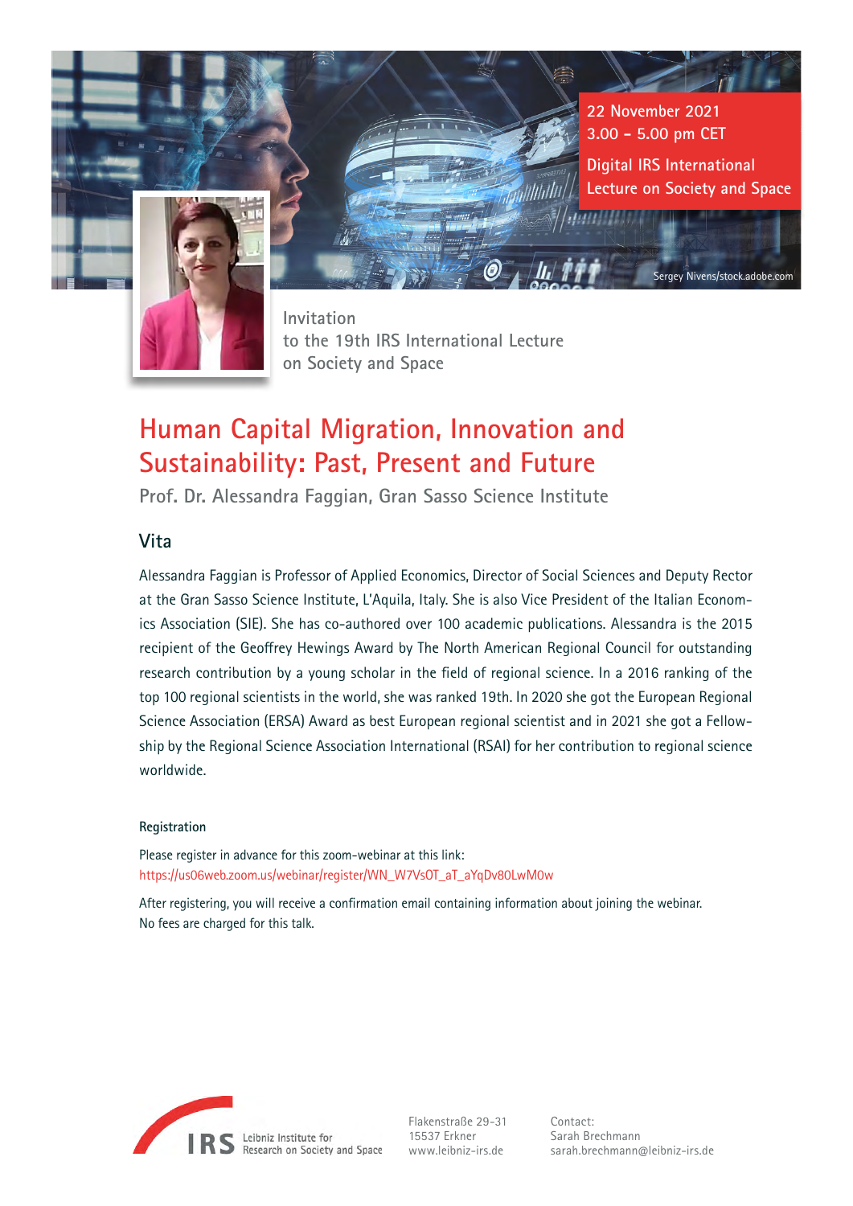22 November 2021
3.00 – 5.00 pm CET

Digital IRS International Lecture on Society and Space

Sergey Nivens/stock.adobe.com

Invitation
to the 19th IRS International Lecture on Society and Space

# Human Capital Migration, Innovation and Sustainability: Past, Present and Future

Prof. Dr. Alessandra Faggian, Gran Sasso Science Institute

## Vita

Alessandra Faggian is Professor of Applied Economics, Director of Social Sciences and Deputy Rector at the Gran Sasso Science Institute, L'Aquila, Italy. She is also Vice President of the Italian Economics Association (SIE). She has co-authored over 100 academic publications. Alessandra is the 2015 recipient of the Geoffrey Hewings Award by The North American Regional Council for outstanding research contribution by a young scholar in the field of regional science. In a 2016 ranking of the top 100 regional scientists in the world, she was ranked 19th. In 2020 she got the European Regional Science Association (ERSA) Award as best European regional scientist and in 2021 she got a Fellowship by the Regional Science Association International (RSAI) for her contribution to regional science worldwide.

**Registration**

Please register in advance for this zoom-webinar at this link:
https://us06web.zoom.us/webinar/register/WN_W7VsOT_aT_aYqDv80LwM0w

After registering, you will receive a confirmation email containing information about joining the webinar.
No fees are charged for this talk.

IRS Leibniz Institute for Research on Society and Space

Flakenstraße 29-31
15537 Erkner
www.leibniz-irs.de

Contact:
Sarah Brechmann
sarah.brechmann@leibniz-irs.de